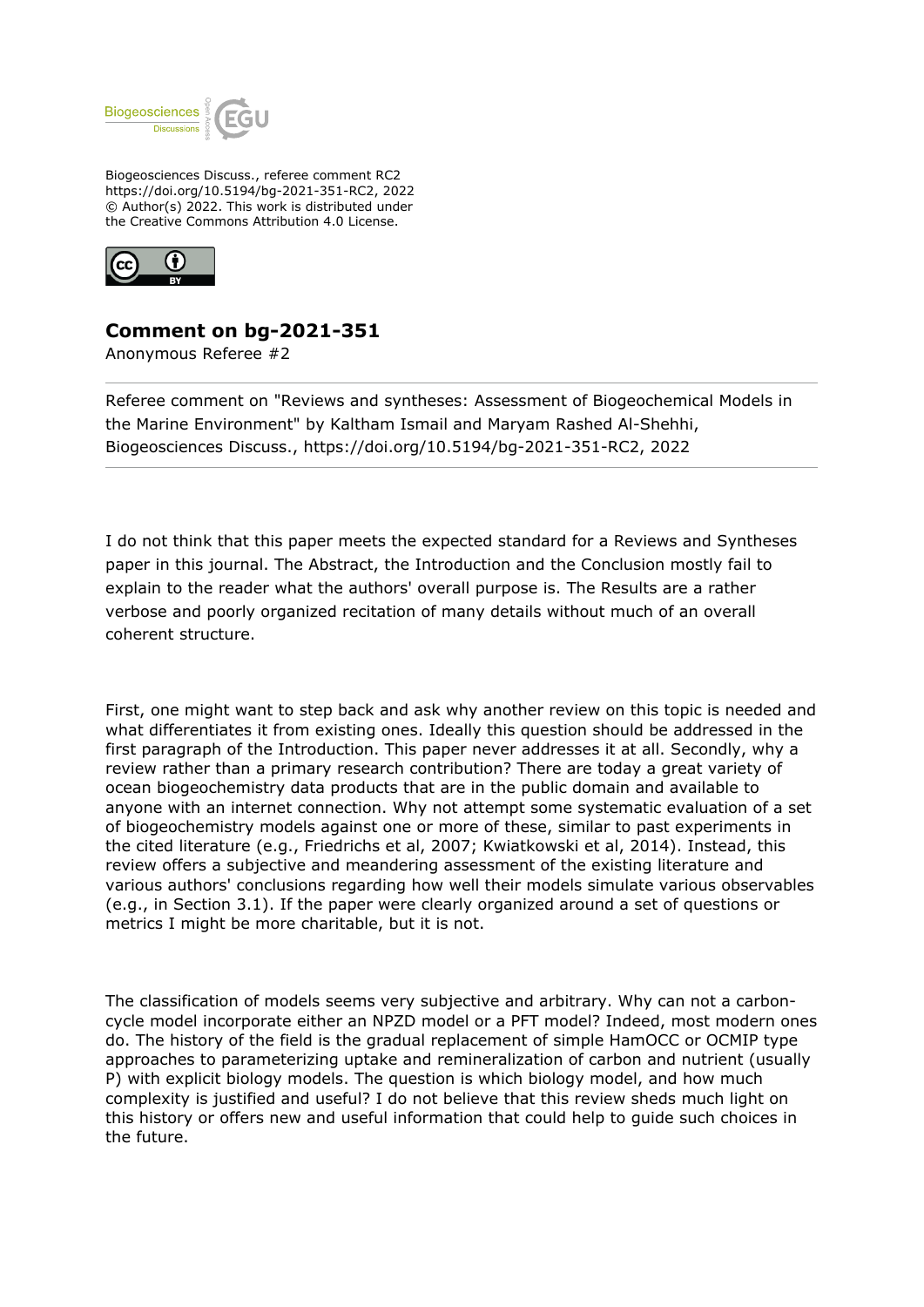Biogeosciences Discuss., referee comment RC2
https://doi.org/10.5194/bg-2021-351-RC2, 2022
© Author(s) 2022. This work is distributed under
the Creative Commons Attribution 4.0 License.

# Comment on bg-2021-351

Anonymous Referee #2

---

Referee comment on "Reviews and syntheses: Assessment of Biogeochemical Models in the Marine Environment" by Kaltham Ismail and Maryam Rashed Al-Shehhi, Biogeosciences Discuss., https://doi.org/10.5194/bg-2021-351-RC2, 2022

---

I do not think that this paper meets the expected standard for a Reviews and Syntheses paper in this journal. The Abstract, the Introduction and the Conclusion mostly fail to explain to the reader what the authors' overall purpose is. The Results are a rather verbose and poorly organized recitation of many details without much of an overall coherent structure.

First, one might want to step back and ask why another review on this topic is needed and what differentiates it from existing ones. Ideally this question should be addressed in the first paragraph of the Introduction. This paper never addresses it at all. Secondly, why a review rather than a primary research contribution? There are today a great variety of ocean biogeochemistry data products that are in the public domain and available to anyone with an internet connection. Why not attempt some systematic evaluation of a set of biogeochemistry models against one or more of these, similar to past experiments in the cited literature (e.g., Friedrichs et al, 2007; Kwiatkowski et al, 2014). Instead, this review offers a subjective and meandering assessment of the existing literature and various authors' conclusions regarding how well their models simulate various observables (e.g., in Section 3.1). If the paper were clearly organized around a set of questions or metrics I might be more charitable, but it is not.

The classification of models seems very subjective and arbitrary. Why can not a carbon-cycle model incorporate either an NPZD model or a PFT model? Indeed, most modern ones do. The history of the field is the gradual replacement of simple HamOCC or OCMIP type approaches to parameterizing uptake and remineralization of carbon and nutrient (usually P) with explicit biology models. The question is which biology model, and how much complexity is justified and useful? I do not believe that this review sheds much light on this history or offers new and useful information that could help to guide such choices in the future.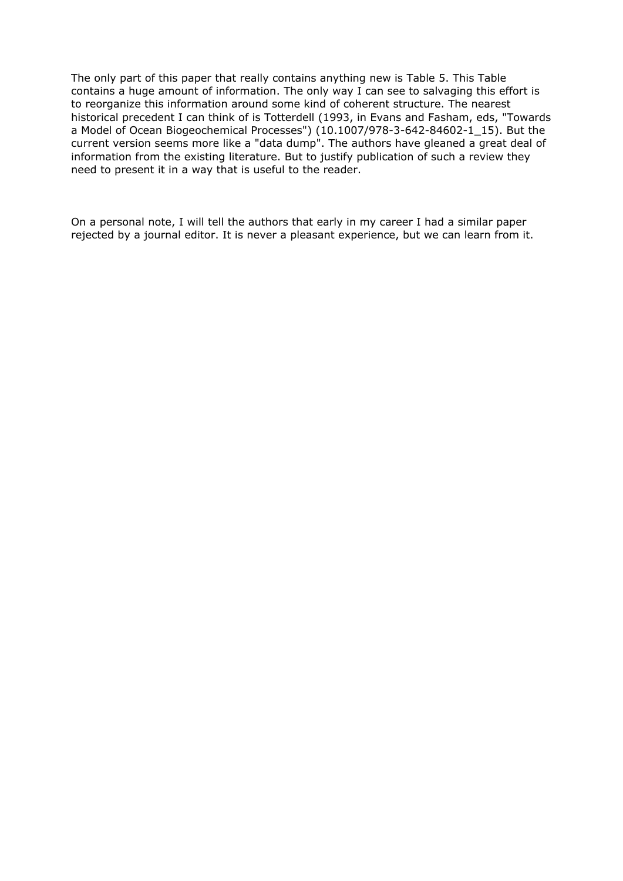The only part of this paper that really contains anything new is Table 5. This Table contains a huge amount of information. The only way I can see to salvaging this effort is to reorganize this information around some kind of coherent structure. The nearest historical precedent I can think of is Totterdell (1993, in Evans and Fasham, eds, "Towards a Model of Ocean Biogeochemical Processes") (10.1007/978-3-642-84602-1_15). But the current version seems more like a "data dump". The authors have gleaned a great deal of information from the existing literature. But to justify publication of such a review they need to present it in a way that is useful to the reader.

On a personal note, I will tell the authors that early in my career I had a similar paper rejected by a journal editor. It is never a pleasant experience, but we can learn from it.